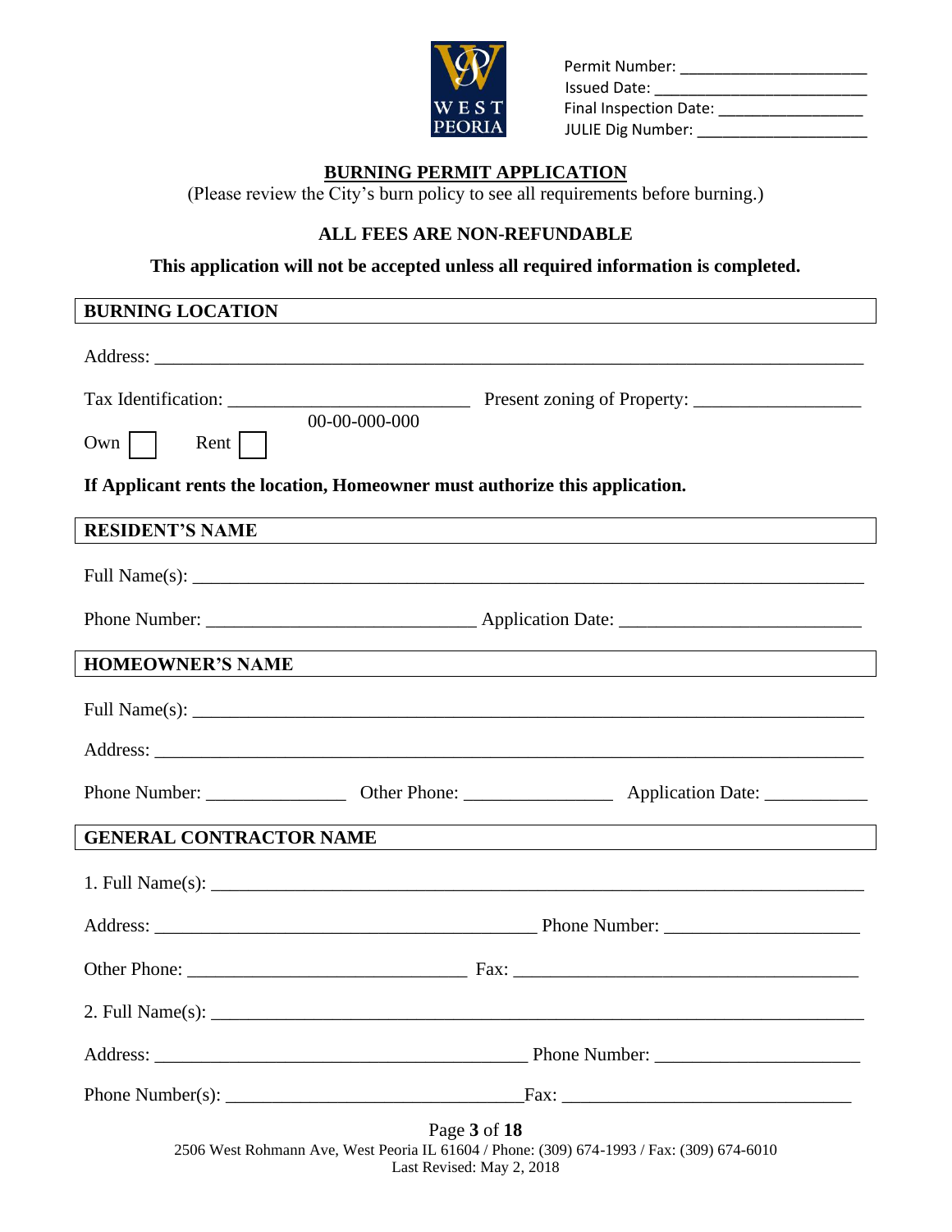Permit Number: ______________________
Issued Date: ________________________
Final Inspection Date: _________________
JULIE Dig Number: ____________________

# BURNING PERMIT APPLICATION

(Please review the City's burn policy to see all requirements before burning.)

**ALL FEES ARE NON-REFUNDABLE**

**This application will not be accepted unless all required information is completed.**

## BURNING LOCATION

Address: ______________________________________________________________________

Tax Identification: ________________________ Present zoning of Property: _________________
00-00-000-000

Own ☐ Rent ☐

**If Applicant rents the location, Homeowner must authorize this application.**

## RESIDENT'S NAME

Full Name(s): ___________________________________________________________________

Phone Number: ___________________________ Application Date: ________________________

## HOMEOWNER'S NAME

Full Name(s): ___________________________________________________________________

Address: ______________________________________________________________________

Phone Number: ______________ Other Phone: _______________ Application Date: ___________

## GENERAL CONTRACTOR NAME

1. Full Name(s): _________________________________________________________________

Address: _________________________________________ Phone Number: ____________________

Other Phone: _____________________________ Fax: _____________________________________

2. Full Name(s): _________________________________________________________________

Address: _________________________________________ Phone Number: ____________________

Phone Number(s): _______________________________Fax: ______________________________

2506 West Rohmann Ave, West Peoria IL 61604 / Phone: (309) 674-1993 / Fax: (309) 674-6010
Last Revised: May 2, 2018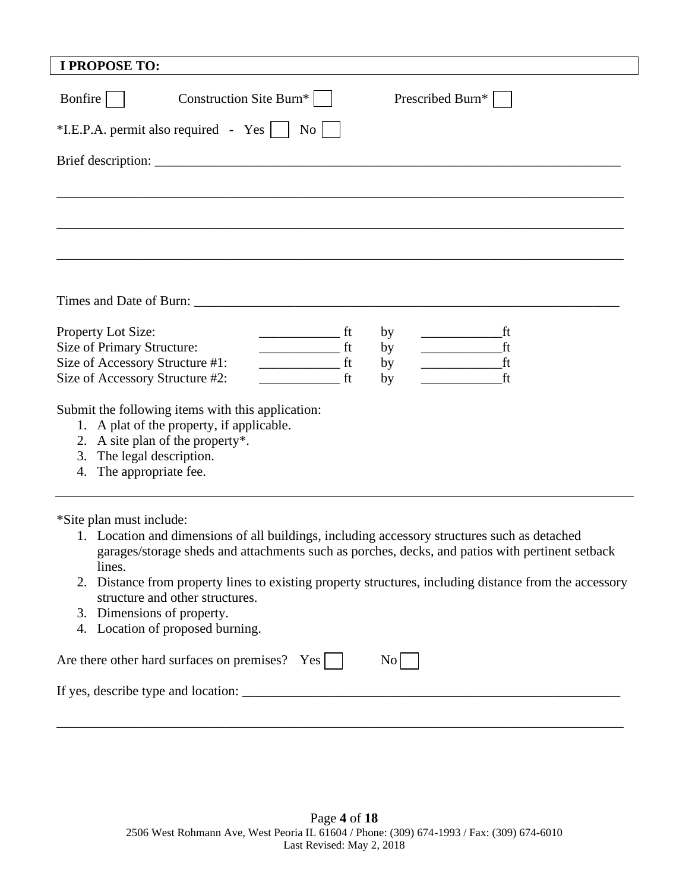## I PROPOSE TO:

Bonfire ☐ Construction Site Burn* ☐ Prescribed Burn* ☐

*I.E.P.A. permit also required - Yes ☐ No ☐

Brief description: ______________________________________________________________________

_______________________________________________________________________________________

_______________________________________________________________________________________

_______________________________________________________________________________________

Times and Date of Burn: _________________________________________________________________

| | | | | |
|---|---|---|---|---|
| Property Lot Size: | ____________ ft | by | ____________ft | |
| Size of Primary Structure: | ____________ ft | by | ____________ft | |
| Size of Accessory Structure #1: | ____________ ft | by | ____________ft | |
| Size of Accessory Structure #2: | ____________ ft | by | ____________ft | |

Submit the following items with this application:

1. A plat of the property, if applicable.
2. A site plan of the property*.
3. The legal description.
4. The appropriate fee.

---

*Site plan must include:

1. Location and dimensions of all buildings, including accessory structures such as detached garages/storage sheds and attachments such as porches, decks, and patios with pertinent setback lines.
2. Distance from property lines to existing property structures, including distance from the accessory structure and other structures.
3. Dimensions of property.
4. Location of proposed burning.

Are there other hard surfaces on premises? Yes ☐ No ☐

If yes, describe type and location: ______________________________________________________

_______________________________________________________________________________________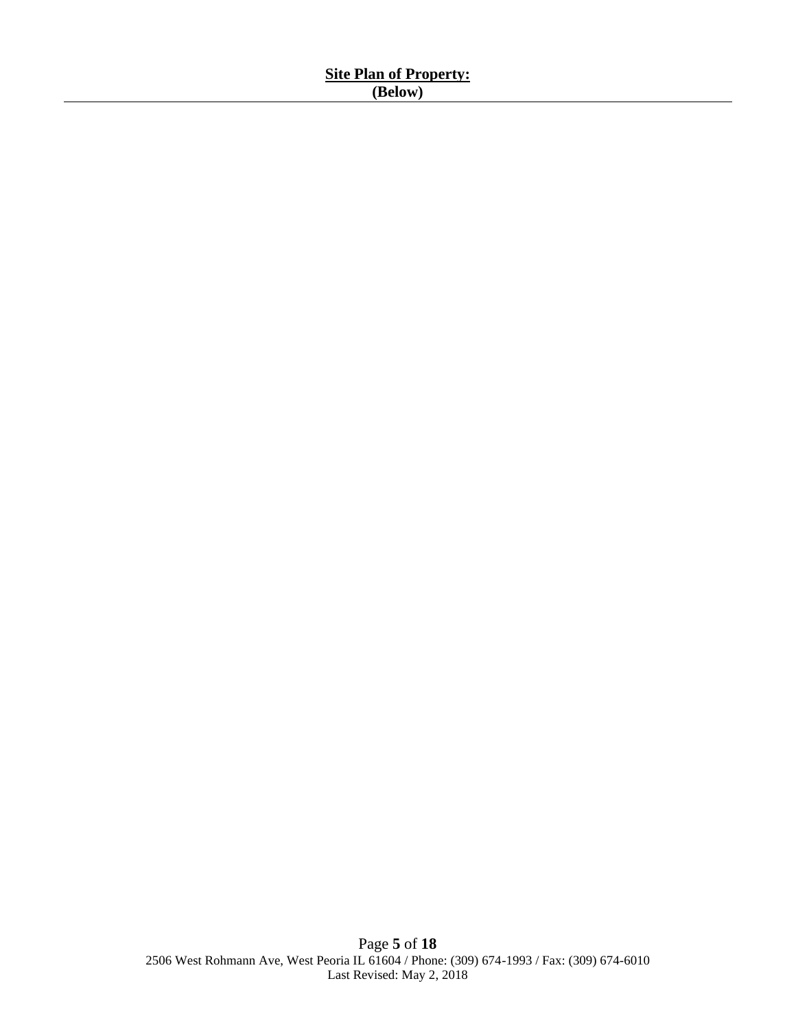## Site Plan of Property:
**(Below)**

---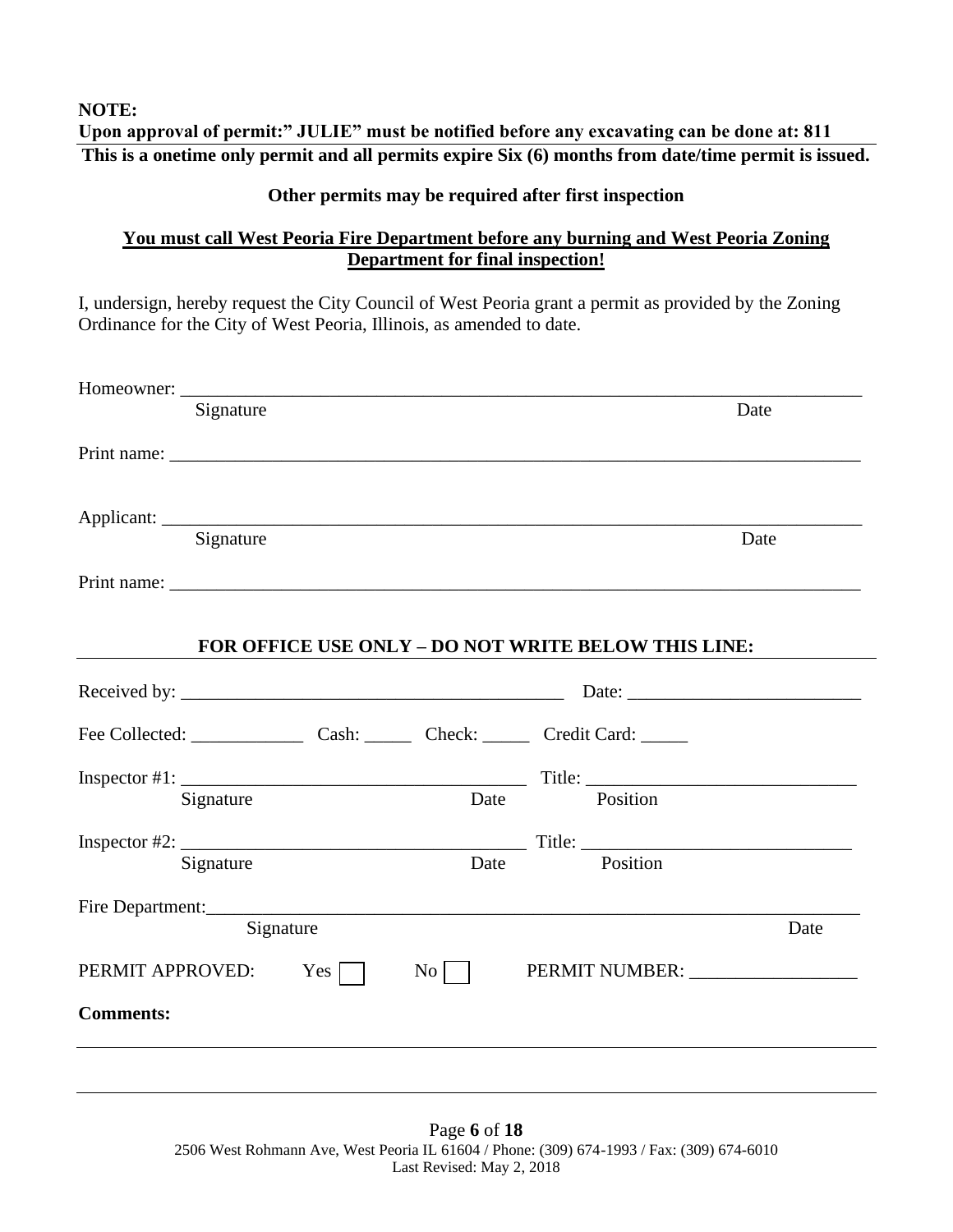**NOTE:**

**Upon approval of permit:" JULIE" must be notified before any excavating can be done at: 811**

**This is a onetime only permit and all permits expire Six (6) months from date/time permit is issued.**

**Other permits may be required after first inspection**

**<u>You must call West Peoria Fire Department before any burning and West Peoria Zoning Department for final inspection!</u>**

I, undersign, hereby request the City Council of West Peoria grant a permit as provided by the Zoning Ordinance for the City of West Peoria, Illinois, as amended to date.

Homeowner: ______________________________________________________________________
Signature Date

Print name: ______________________________________________________________________

Applicant: ______________________________________________________________________
Signature Date

Print name: ______________________________________________________________________

**FOR OFFICE USE ONLY – DO NOT WRITE BELOW THIS LINE:**

Received by: ______________________________________ Date: ________________________

Fee Collected: ____________ Cash: _____ Check: _____ Credit Card: _____

Inspector #1: ________________________________ Title: ____________________________
Signature Date Position

Inspector #2: ________________________________ Title: ____________________________
Signature Date Position

Fire Department:_______________________________________________________________
Signature Date

PERMIT APPROVED: Yes ☐ No ☐ PERMIT NUMBER: _________________

**Comments:**

_______________________________________________________________________________

_______________________________________________________________________________

2506 West Rohmann Ave, West Peoria IL 61604 / Phone: (309) 674-1993 / Fax: (309) 674-6010
Last Revised: May 2, 2018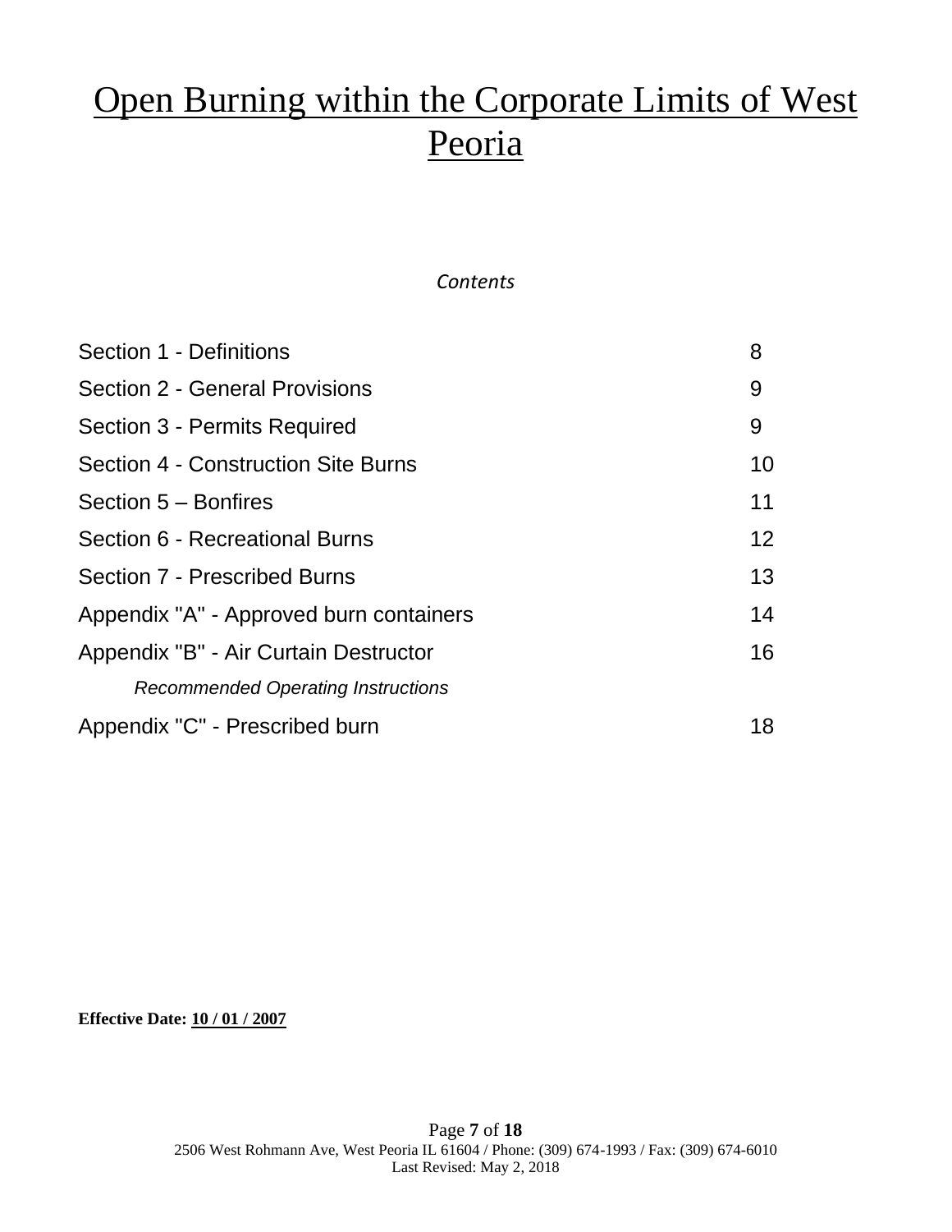# Open Burning within the Corporate Limits of West Peoria

*Contents*

| | |
|---|---|
| Section 1 - Definitions | 8 |
| Section 2 - General Provisions | 9 |
| Section 3 - Permits Required | 9 |
| Section 4 - Construction Site Burns | 10 |
| Section 5 – Bonfires | 11 |
| Section 6 - Recreational Burns | 12 |
| Section 7 - Prescribed Burns | 13 |
| Appendix "A" - Approved burn containers | 14 |
| Appendix "B" - Air Curtain Destructor *Recommended Operating Instructions* | 16 |
| Appendix "C" - Prescribed burn | 18 |

**Effective Date: 10 / 01 / 2007**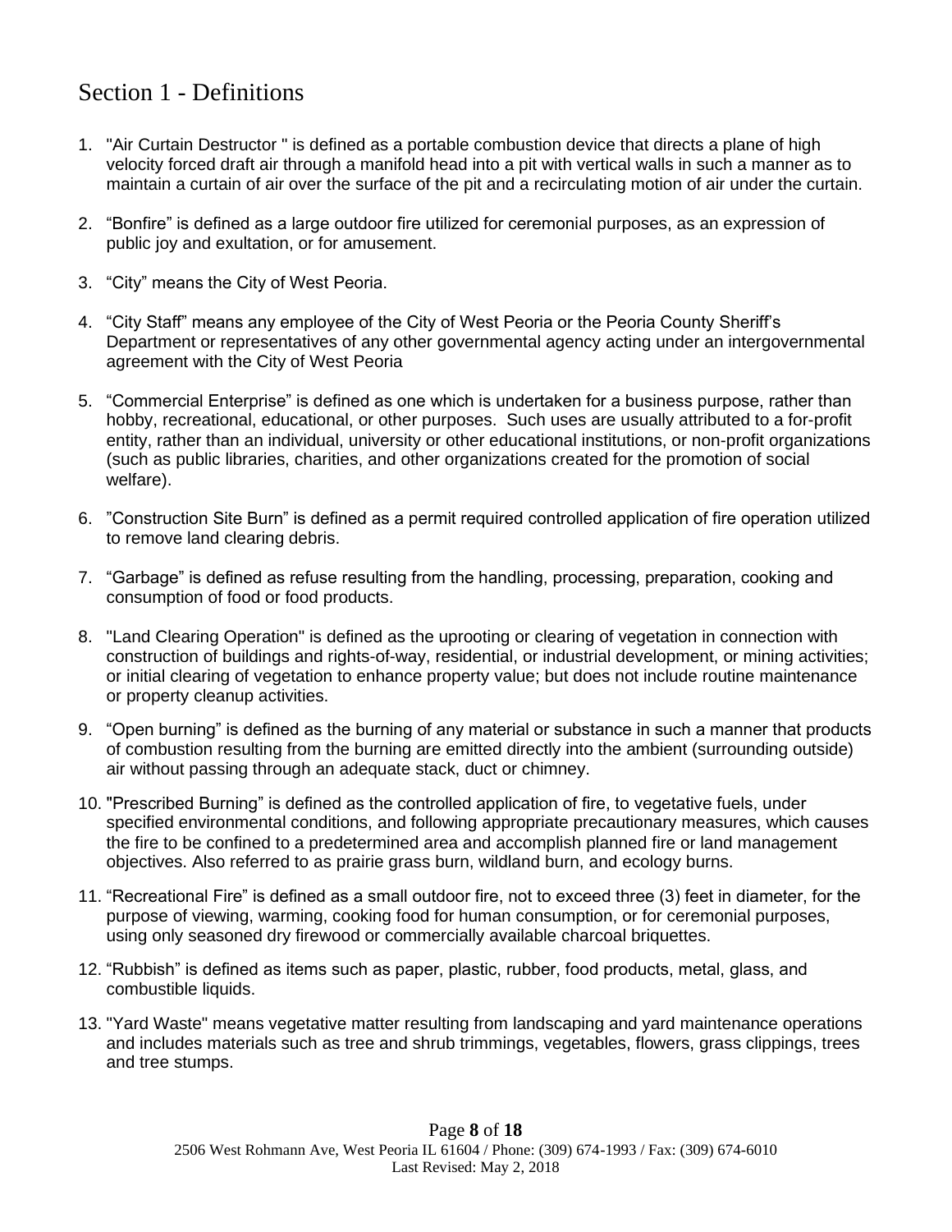## Section 1 - Definitions

1. "Air Curtain Destructor " is defined as a portable combustion device that directs a plane of high velocity forced draft air through a manifold head into a pit with vertical walls in such a manner as to maintain a curtain of air over the surface of the pit and a recirculating motion of air under the curtain.

2. "Bonfire" is defined as a large outdoor fire utilized for ceremonial purposes, as an expression of public joy and exultation, or for amusement.

3. "City" means the City of West Peoria.

4. "City Staff" means any employee of the City of West Peoria or the Peoria County Sheriff's Department or representatives of any other governmental agency acting under an intergovernmental agreement with the City of West Peoria

5. "Commercial Enterprise" is defined as one which is undertaken for a business purpose, rather than hobby, recreational, educational, or other purposes. Such uses are usually attributed to a for-profit entity, rather than an individual, university or other educational institutions, or non-profit organizations (such as public libraries, charities, and other organizations created for the promotion of social welfare).

6. "Construction Site Burn" is defined as a permit required controlled application of fire operation utilized to remove land clearing debris.

7. "Garbage" is defined as refuse resulting from the handling, processing, preparation, cooking and consumption of food or food products.

8. "Land Clearing Operation" is defined as the uprooting or clearing of vegetation in connection with construction of buildings and rights-of-way, residential, or industrial development, or mining activities; or initial clearing of vegetation to enhance property value; but does not include routine maintenance or property cleanup activities.

9. "Open burning" is defined as the burning of any material or substance in such a manner that products of combustion resulting from the burning are emitted directly into the ambient (surrounding outside) air without passing through an adequate stack, duct or chimney.

10. "Prescribed Burning" is defined as the controlled application of fire, to vegetative fuels, under specified environmental conditions, and following appropriate precautionary measures, which causes the fire to be confined to a predetermined area and accomplish planned fire or land management objectives. Also referred to as prairie grass burn, wildland burn, and ecology burns.

11. "Recreational Fire" is defined as a small outdoor fire, not to exceed three (3) feet in diameter, for the purpose of viewing, warming, cooking food for human consumption, or for ceremonial purposes, using only seasoned dry firewood or commercially available charcoal briquettes.

12. "Rubbish" is defined as items such as paper, plastic, rubber, food products, metal, glass, and combustible liquids.

13. "Yard Waste" means vegetative matter resulting from landscaping and yard maintenance operations and includes materials such as tree and shrub trimmings, vegetables, flowers, grass clippings, trees and tree stumps.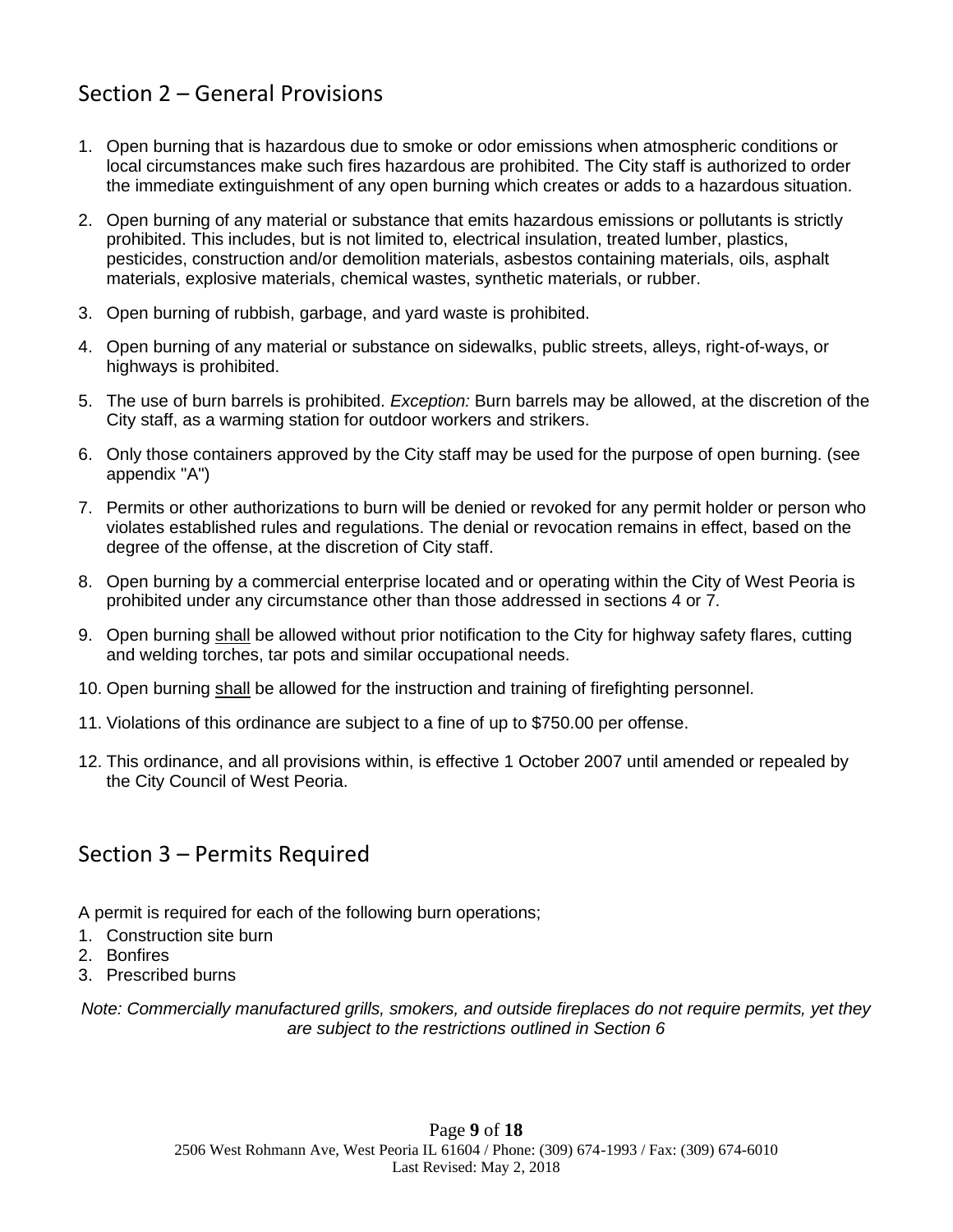## Section 2 – General Provisions

1. Open burning that is hazardous due to smoke or odor emissions when atmospheric conditions or local circumstances make such fires hazardous are prohibited. The City staff is authorized to order the immediate extinguishment of any open burning which creates or adds to a hazardous situation.
2. Open burning of any material or substance that emits hazardous emissions or pollutants is strictly prohibited. This includes, but is not limited to, electrical insulation, treated lumber, plastics, pesticides, construction and/or demolition materials, asbestos containing materials, oils, asphalt materials, explosive materials, chemical wastes, synthetic materials, or rubber.
3. Open burning of rubbish, garbage, and yard waste is prohibited.
4. Open burning of any material or substance on sidewalks, public streets, alleys, right-of-ways, or highways is prohibited.
5. The use of burn barrels is prohibited. *Exception:* Burn barrels may be allowed, at the discretion of the City staff, as a warming station for outdoor workers and strikers.
6. Only those containers approved by the City staff may be used for the purpose of open burning. (see appendix "A")
7. Permits or other authorizations to burn will be denied or revoked for any permit holder or person who violates established rules and regulations. The denial or revocation remains in effect, based on the degree of the offense, at the discretion of City staff.
8. Open burning by a commercial enterprise located and or operating within the City of West Peoria is prohibited under any circumstance other than those addressed in sections 4 or 7.
9. Open burning <u>shall</u> be allowed without prior notification to the City for highway safety flares, cutting and welding torches, tar pots and similar occupational needs.
10. Open burning <u>shall</u> be allowed for the instruction and training of firefighting personnel.
11. Violations of this ordinance are subject to a fine of up to $750.00 per offense.
12. This ordinance, and all provisions within, is effective 1 October 2007 until amended or repealed by the City Council of West Peoria.

## Section 3 – Permits Required

A permit is required for each of the following burn operations;

1. Construction site burn
2. Bonfires
3. Prescribed burns

*Note: Commercially manufactured grills, smokers, and outside fireplaces do not require permits, yet they are subject to the restrictions outlined in Section 6*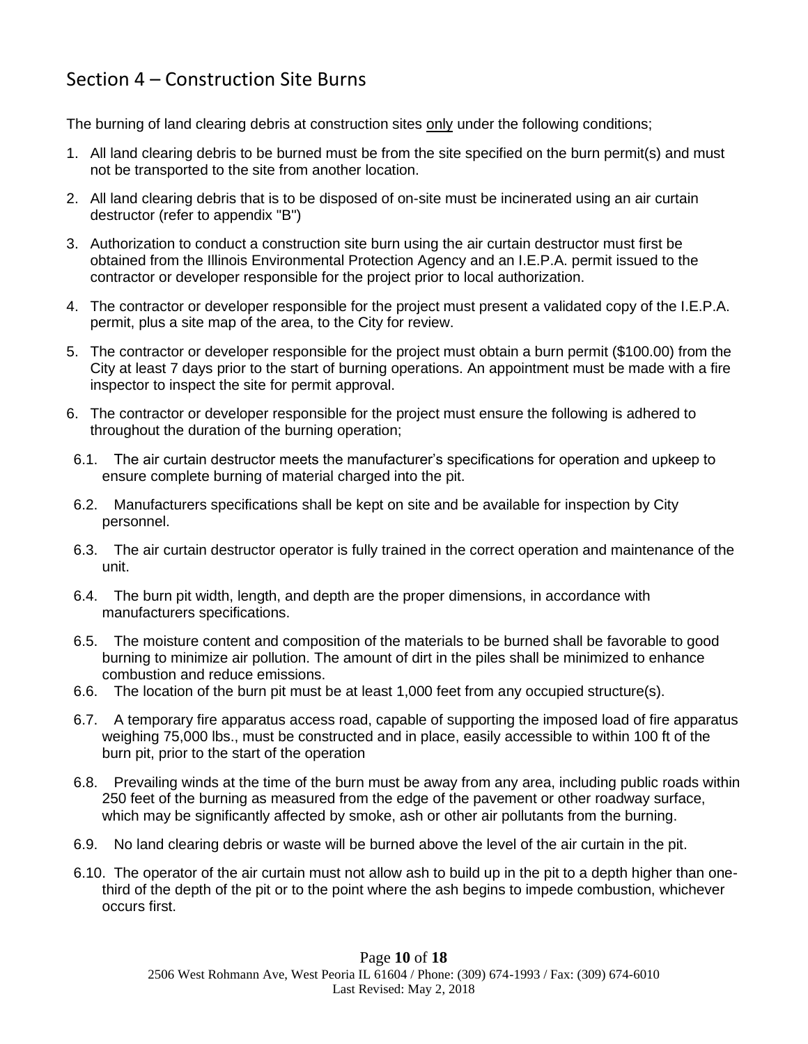## Section 4 – Construction Site Burns

The burning of land clearing debris at construction sites <u>only</u> under the following conditions;

1. All land clearing debris to be burned must be from the site specified on the burn permit(s) and must not be transported to the site from another location.
2. All land clearing debris that is to be disposed of on-site must be incinerated using an air curtain destructor (refer to appendix "B")
3. Authorization to conduct a construction site burn using the air curtain destructor must first be obtained from the Illinois Environmental Protection Agency and an I.E.P.A. permit issued to the contractor or developer responsible for the project prior to local authorization.
4. The contractor or developer responsible for the project must present a validated copy of the I.E.P.A. permit, plus a site map of the area, to the City for review.
5. The contractor or developer responsible for the project must obtain a burn permit ($100.00) from the City at least 7 days prior to the start of burning operations. An appointment must be made with a fire inspector to inspect the site for permit approval.
6. The contractor or developer responsible for the project must ensure the following is adhered to throughout the duration of the burning operation;

   6.1. The air curtain destructor meets the manufacturer's specifications for operation and upkeep to ensure complete burning of material charged into the pit.

   6.2. Manufacturers specifications shall be kept on site and be available for inspection by City personnel.

   6.3. The air curtain destructor operator is fully trained in the correct operation and maintenance of the unit.

   6.4. The burn pit width, length, and depth are the proper dimensions, in accordance with manufacturers specifications.

   6.5. The moisture content and composition of the materials to be burned shall be favorable to good burning to minimize air pollution. The amount of dirt in the piles shall be minimized to enhance combustion and reduce emissions.

   6.6. The location of the burn pit must be at least 1,000 feet from any occupied structure(s).

   6.7. A temporary fire apparatus access road, capable of supporting the imposed load of fire apparatus weighing 75,000 lbs., must be constructed and in place, easily accessible to within 100 ft of the burn pit, prior to the start of the operation

   6.8. Prevailing winds at the time of the burn must be away from any area, including public roads within 250 feet of the burning as measured from the edge of the pavement or other roadway surface, which may be significantly affected by smoke, ash or other air pollutants from the burning.

   6.9. No land clearing debris or waste will be burned above the level of the air curtain in the pit.

   6.10. The operator of the air curtain must not allow ash to build up in the pit to a depth higher than one-third of the depth of the pit or to the point where the ash begins to impede combustion, whichever occurs first.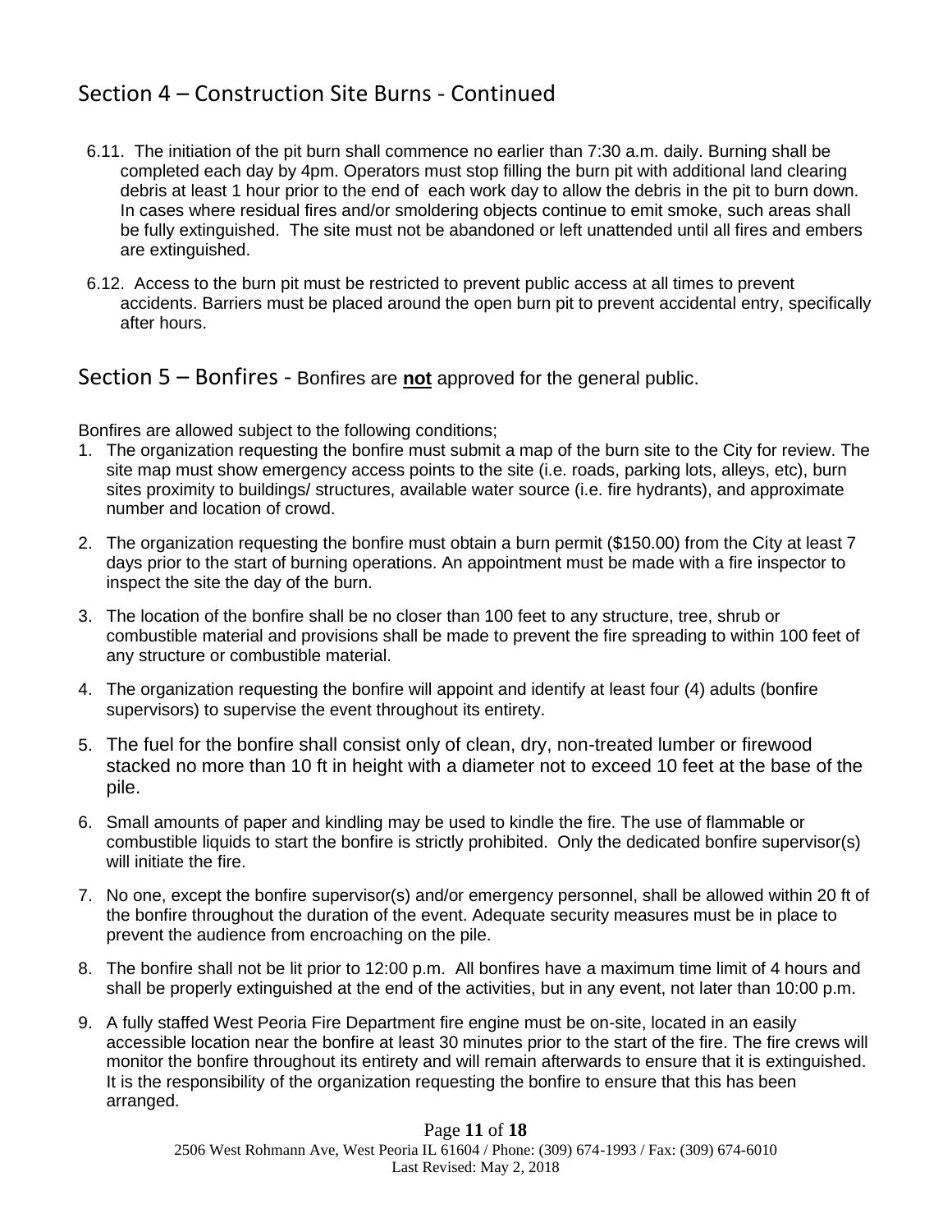## Section 4 – Construction Site Burns - Continued

6.11. The initiation of the pit burn shall commence no earlier than 7:30 a.m. daily. Burning shall be completed each day by 4pm. Operators must stop filling the burn pit with additional land clearing debris at least 1 hour prior to the end of each work day to allow the debris in the pit to burn down. In cases where residual fires and/or smoldering objects continue to emit smoke, such areas shall be fully extinguished. The site must not be abandoned or left unattended until all fires and embers are extinguished.

6.12. Access to the burn pit must be restricted to prevent public access at all times to prevent accidents. Barriers must be placed around the open burn pit to prevent accidental entry, specifically after hours.

## Section 5 – Bonfires - Bonfires are **not** approved for the general public.

Bonfires are allowed subject to the following conditions;

1. The organization requesting the bonfire must submit a map of the burn site to the City for review. The site map must show emergency access points to the site (i.e. roads, parking lots, alleys, etc), burn sites proximity to buildings/ structures, available water source (i.e. fire hydrants), and approximate number and location of crowd.
2. The organization requesting the bonfire must obtain a burn permit ($150.00) from the City at least 7 days prior to the start of burning operations. An appointment must be made with a fire inspector to inspect the site the day of the burn.
3. The location of the bonfire shall be no closer than 100 feet to any structure, tree, shrub or combustible material and provisions shall be made to prevent the fire spreading to within 100 feet of any structure or combustible material.
4. The organization requesting the bonfire will appoint and identify at least four (4) adults (bonfire supervisors) to supervise the event throughout its entirety.
5. The fuel for the bonfire shall consist only of clean, dry, non-treated lumber or firewood stacked no more than 10 ft in height with a diameter not to exceed 10 feet at the base of the pile.
6. Small amounts of paper and kindling may be used to kindle the fire. The use of flammable or combustible liquids to start the bonfire is strictly prohibited. Only the dedicated bonfire supervisor(s) will initiate the fire.
7. No one, except the bonfire supervisor(s) and/or emergency personnel, shall be allowed within 20 ft of the bonfire throughout the duration of the event. Adequate security measures must be in place to prevent the audience from encroaching on the pile.
8. The bonfire shall not be lit prior to 12:00 p.m. All bonfires have a maximum time limit of 4 hours and shall be properly extinguished at the end of the activities, but in any event, not later than 10:00 p.m.
9. A fully staffed West Peoria Fire Department fire engine must be on-site, located in an easily accessible location near the bonfire at least 30 minutes prior to the start of the fire. The fire crews will monitor the bonfire throughout its entirety and will remain afterwards to ensure that it is extinguished. It is the responsibility of the organization requesting the bonfire to ensure that this has been arranged.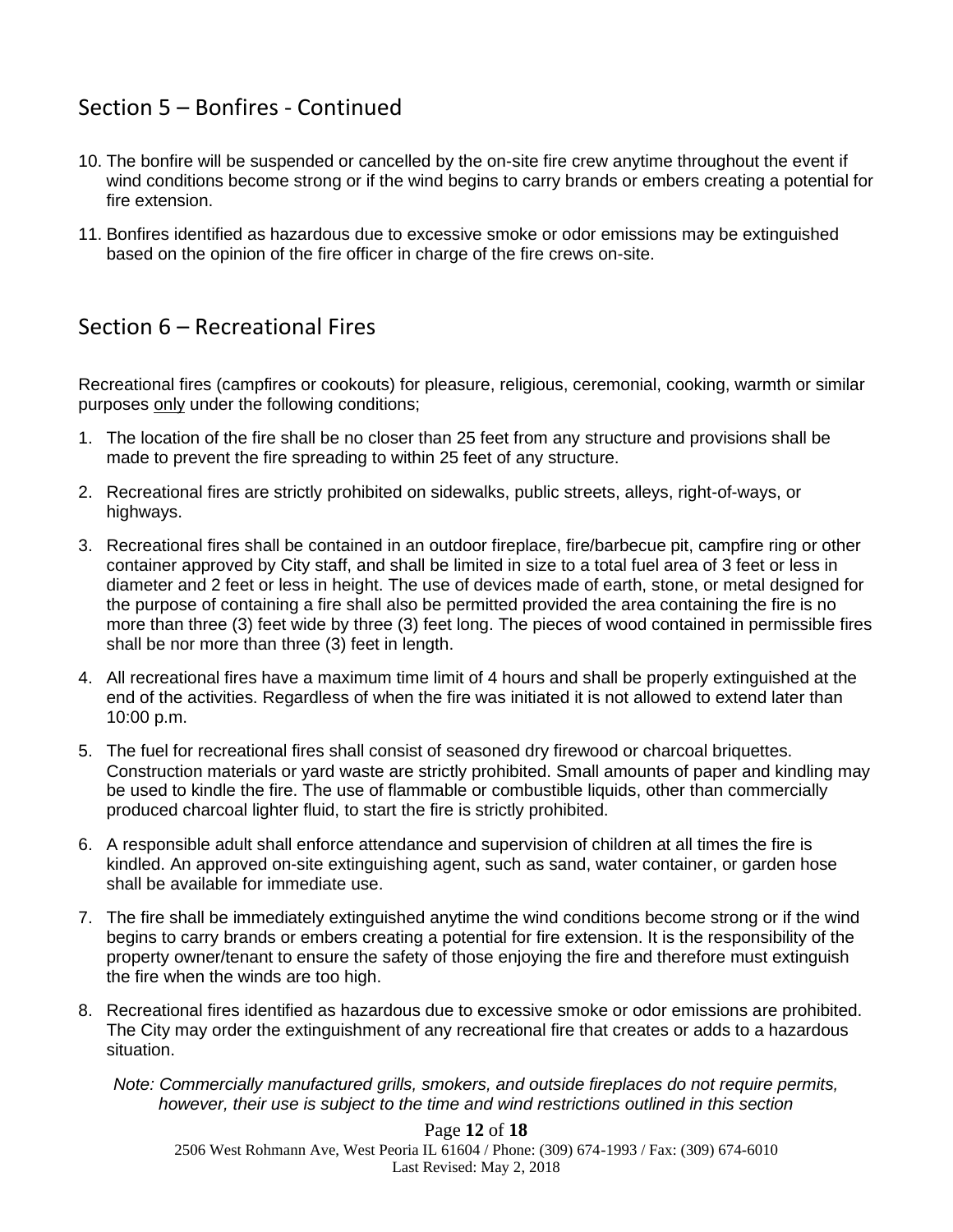## Section 5 – Bonfires - Continued

10. The bonfire will be suspended or cancelled by the on-site fire crew anytime throughout the event if wind conditions become strong or if the wind begins to carry brands or embers creating a potential for fire extension.
11. Bonfires identified as hazardous due to excessive smoke or odor emissions may be extinguished based on the opinion of the fire officer in charge of the fire crews on-site.

## Section 6 – Recreational Fires

Recreational fires (campfires or cookouts) for pleasure, religious, ceremonial, cooking, warmth or similar purposes <u>only</u> under the following conditions;

1. The location of the fire shall be no closer than 25 feet from any structure and provisions shall be made to prevent the fire spreading to within 25 feet of any structure.
2. Recreational fires are strictly prohibited on sidewalks, public streets, alleys, right-of-ways, or highways.
3. Recreational fires shall be contained in an outdoor fireplace, fire/barbecue pit, campfire ring or other container approved by City staff, and shall be limited in size to a total fuel area of 3 feet or less in diameter and 2 feet or less in height. The use of devices made of earth, stone, or metal designed for the purpose of containing a fire shall also be permitted provided the area containing the fire is no more than three (3) feet wide by three (3) feet long. The pieces of wood contained in permissible fires shall be nor more than three (3) feet in length.
4. All recreational fires have a maximum time limit of 4 hours and shall be properly extinguished at the end of the activities. Regardless of when the fire was initiated it is not allowed to extend later than 10:00 p.m.
5. The fuel for recreational fires shall consist of seasoned dry firewood or charcoal briquettes. Construction materials or yard waste are strictly prohibited. Small amounts of paper and kindling may be used to kindle the fire. The use of flammable or combustible liquids, other than commercially produced charcoal lighter fluid, to start the fire is strictly prohibited.
6. A responsible adult shall enforce attendance and supervision of children at all times the fire is kindled. An approved on-site extinguishing agent, such as sand, water container, or garden hose shall be available for immediate use.
7. The fire shall be immediately extinguished anytime the wind conditions become strong or if the wind begins to carry brands or embers creating a potential for fire extension. It is the responsibility of the property owner/tenant to ensure the safety of those enjoying the fire and therefore must extinguish the fire when the winds are too high.
8. Recreational fires identified as hazardous due to excessive smoke or odor emissions are prohibited. The City may order the extinguishment of any recreational fire that creates or adds to a hazardous situation.

*Note: Commercially manufactured grills, smokers, and outside fireplaces do not require permits, however, their use is subject to the time and wind restrictions outlined in this section*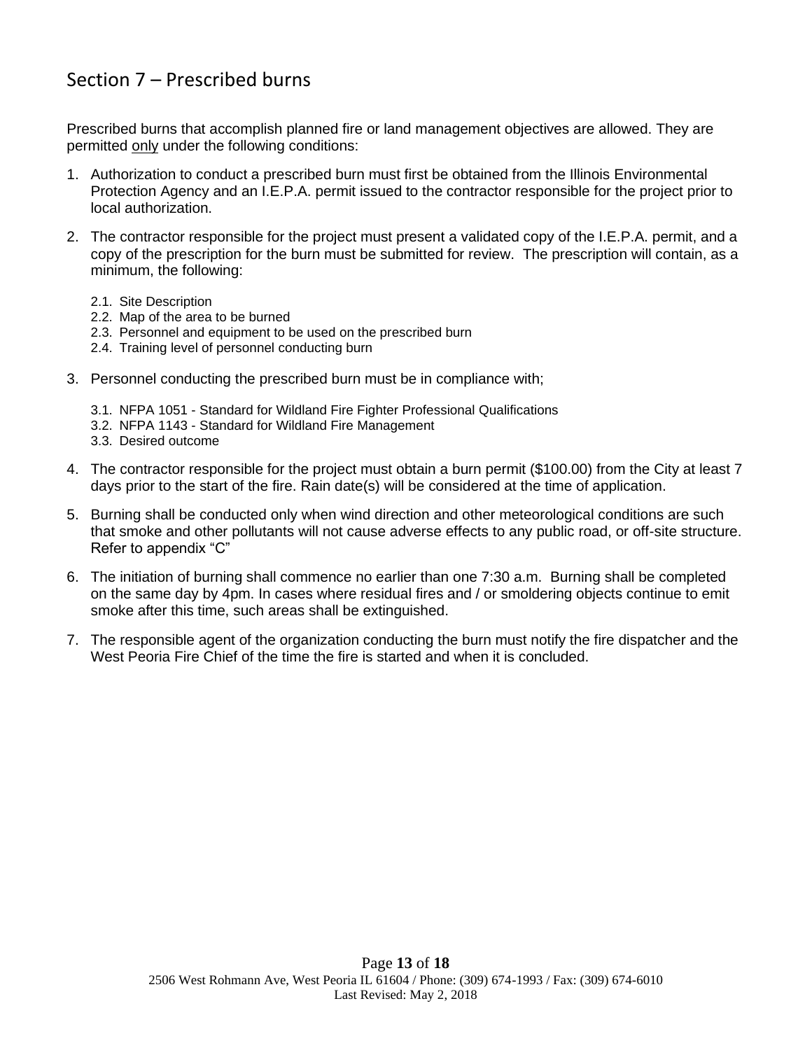## Section 7 – Prescribed burns

Prescribed burns that accomplish planned fire or land management objectives are allowed. They are permitted only under the following conditions:

1. Authorization to conduct a prescribed burn must first be obtained from the Illinois Environmental Protection Agency and an I.E.P.A. permit issued to the contractor responsible for the project prior to local authorization.
2. The contractor responsible for the project must present a validated copy of the I.E.P.A. permit, and a copy of the prescription for the burn must be submitted for review. The prescription will contain, as a minimum, the following:
   - 2.1. Site Description
   - 2.2. Map of the area to be burned
   - 2.3. Personnel and equipment to be used on the prescribed burn
   - 2.4. Training level of personnel conducting burn
3. Personnel conducting the prescribed burn must be in compliance with;
   - 3.1. NFPA 1051 - Standard for Wildland Fire Fighter Professional Qualifications
   - 3.2. NFPA 1143 - Standard for Wildland Fire Management
   - 3.3. Desired outcome
4. The contractor responsible for the project must obtain a burn permit ($100.00) from the City at least 7 days prior to the start of the fire. Rain date(s) will be considered at the time of application.
5. Burning shall be conducted only when wind direction and other meteorological conditions are such that smoke and other pollutants will not cause adverse effects to any public road, or off-site structure. Refer to appendix "C"
6. The initiation of burning shall commence no earlier than one 7:30 a.m. Burning shall be completed on the same day by 4pm. In cases where residual fires and / or smoldering objects continue to emit smoke after this time, such areas shall be extinguished.
7. The responsible agent of the organization conducting the burn must notify the fire dispatcher and the West Peoria Fire Chief of the time the fire is started and when it is concluded.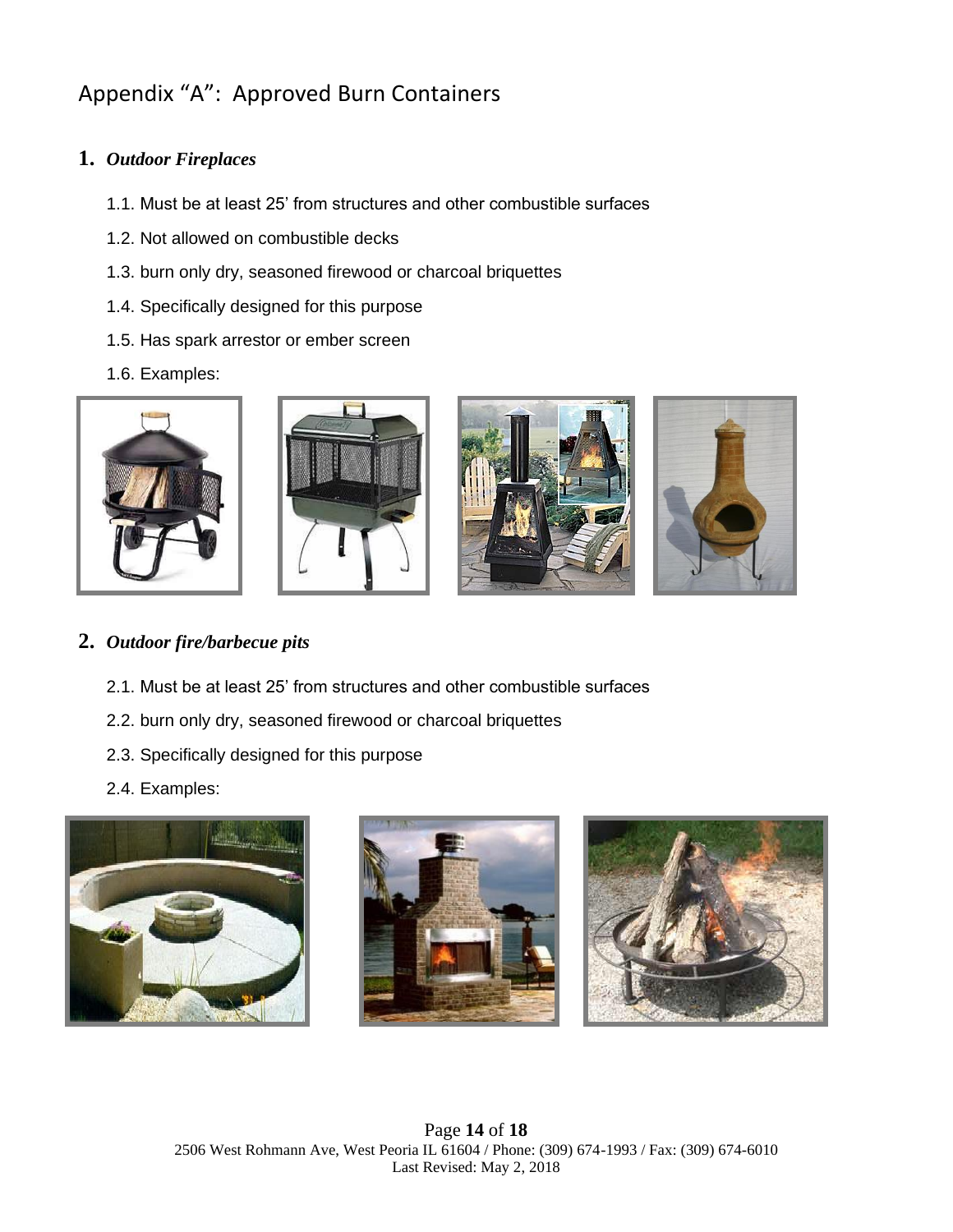# Appendix “A”: Approved Burn Containers

## 1. *Outdoor Fireplaces*

1.1. Must be at least 25’ from structures and other combustible surfaces

1.2. Not allowed on combustible decks

1.3. burn only dry, seasoned firewood or charcoal briquettes

1.4. Specifically designed for this purpose

1.5. Has spark arrestor or ember screen

1.6. Examples:

## 2. *Outdoor fire/barbecue pits*

2.1. Must be at least 25’ from structures and other combustible surfaces

2.2. burn only dry, seasoned firewood or charcoal briquettes

2.3. Specifically designed for this purpose

2.4. Examples: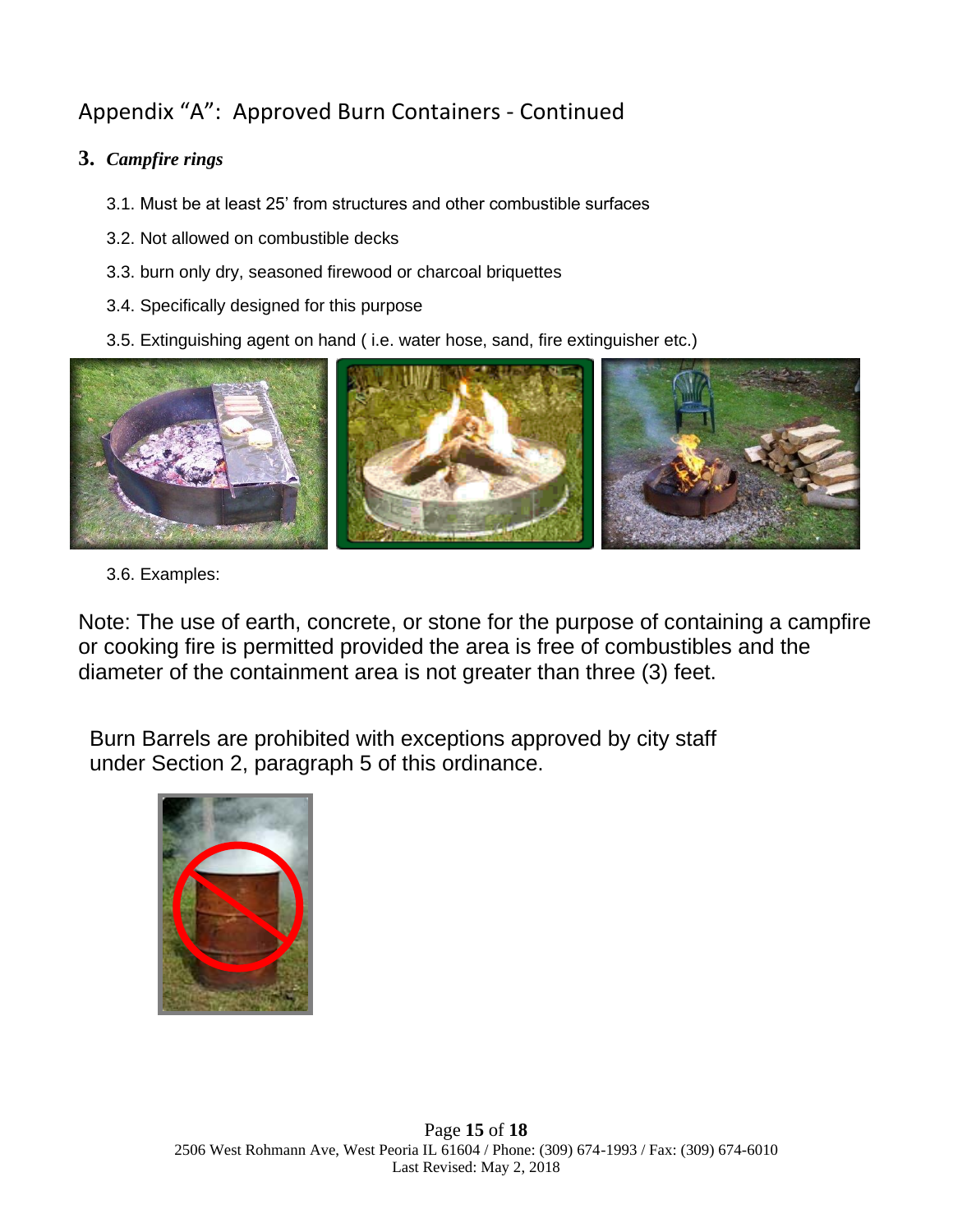## Appendix "A": Approved Burn Containers - Continued

**3.** ***Campfire rings***

3.1. Must be at least 25' from structures and other combustible surfaces

3.2. Not allowed on combustible decks

3.3. burn only dry, seasoned firewood or charcoal briquettes

3.4. Specifically designed for this purpose

3.5. Extinguishing agent on hand ( i.e. water hose, sand, fire extinguisher etc.)

3.6. Examples:

Note: The use of earth, concrete, or stone for the purpose of containing a campfire or cooking fire is permitted provided the area is free of combustibles and the diameter of the containment area is not greater than three (3) feet.

Burn Barrels are prohibited with exceptions approved by city staff under Section 2, paragraph 5 of this ordinance.

2506 West Rohmann Ave, West Peoria IL 61604 / Phone: (309) 674-1993 / Fax: (309) 674-6010
Last Revised: May 2, 2018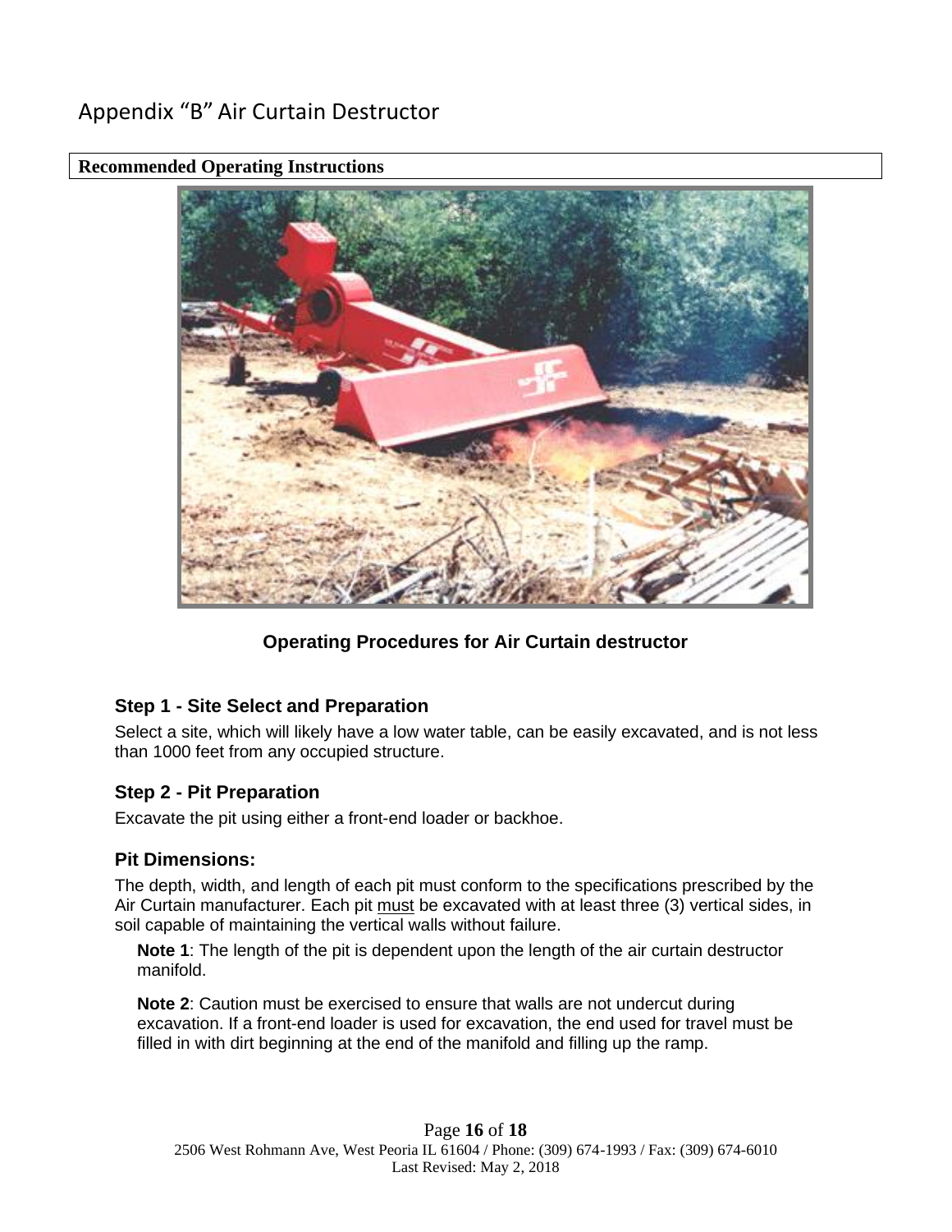# Appendix "B" Air Curtain Destructor

**Recommended Operating Instructions**

**Operating Procedures for Air Curtain destructor**

### Step 1 - Site Select and Preparation

Select a site, which will likely have a low water table, can be easily excavated, and is not less than 1000 feet from any occupied structure.

### Step 2 - Pit Preparation

Excavate the pit using either a front-end loader or backhoe.

### Pit Dimensions:

The depth, width, and length of each pit must conform to the specifications prescribed by the Air Curtain manufacturer. Each pit must be excavated with at least three (3) vertical sides, in soil capable of maintaining the vertical walls without failure.

**Note 1**: The length of the pit is dependent upon the length of the air curtain destructor manifold.

**Note 2**: Caution must be exercised to ensure that walls are not undercut during excavation. If a front-end loader is used for excavation, the end used for travel must be filled in with dirt beginning at the end of the manifold and filling up the ramp.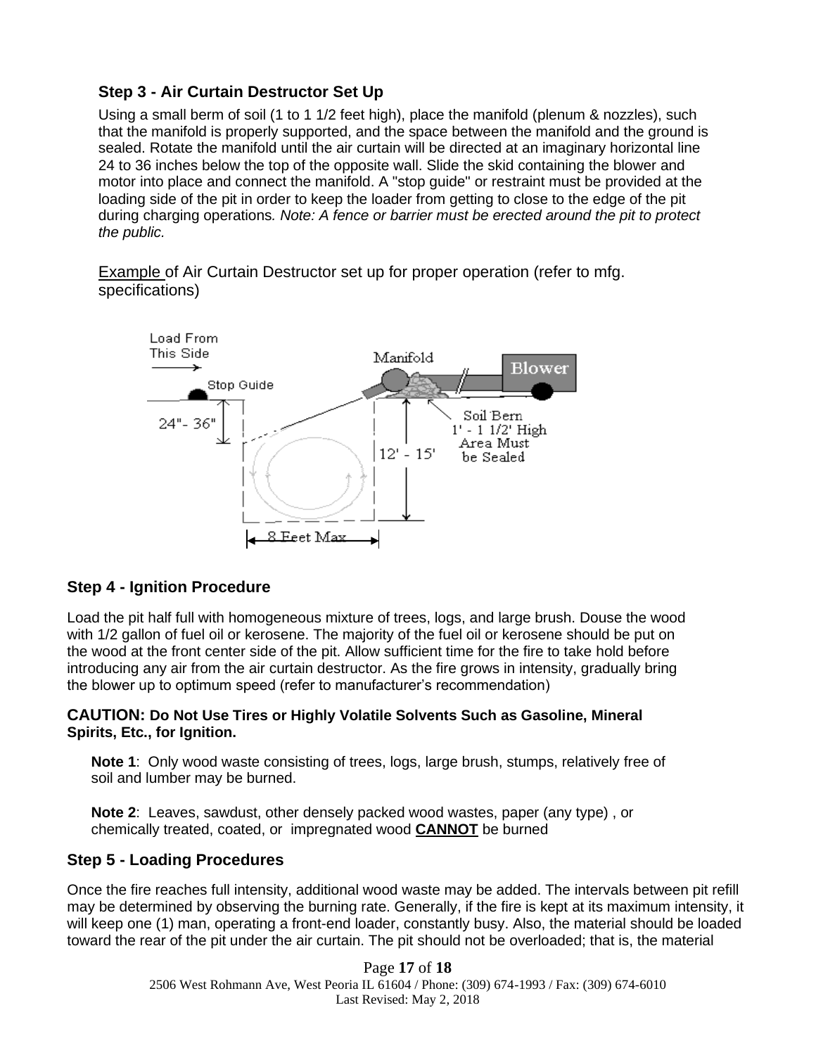### Step 3 - Air Curtain Destructor Set Up

Using a small berm of soil (1 to 1 1/2 feet high), place the manifold (plenum & nozzles), such that the manifold is properly supported, and the space between the manifold and the ground is sealed. Rotate the manifold until the air curtain will be directed at an imaginary horizontal line 24 to 36 inches below the top of the opposite wall. Slide the skid containing the blower and motor into place and connect the manifold. A "stop guide" or restraint must be provided at the loading side of the pit in order to keep the loader from getting to close to the edge of the pit during charging operations. *Note: A fence or barrier must be erected around the pit to protect the public.*

Example of Air Curtain Destructor set up for proper operation (refer to mfg. specifications)

### Step 4 - Ignition Procedure

Load the pit half full with homogeneous mixture of trees, logs, and large brush. Douse the wood with 1/2 gallon of fuel oil or kerosene. The majority of the fuel oil or kerosene should be put on the wood at the front center side of the pit. Allow sufficient time for the fire to take hold before introducing any air from the air curtain destructor. As the fire grows in intensity, gradually bring the blower up to optimum speed (refer to manufacturer's recommendation)

**CAUTION: Do Not Use Tires or Highly Volatile Solvents Such as Gasoline, Mineral Spirits, Etc., for Ignition.**

**Note 1**: Only wood waste consisting of trees, logs, large brush, stumps, relatively free of soil and lumber may be burned.

**Note 2**: Leaves, sawdust, other densely packed wood wastes, paper (any type) , or chemically treated, coated, or impregnated wood **CANNOT** be burned

### Step 5 - Loading Procedures

Once the fire reaches full intensity, additional wood waste may be added. The intervals between pit refill may be determined by observing the burning rate. Generally, if the fire is kept at its maximum intensity, it will keep one (1) man, operating a front-end loader, constantly busy. Also, the material should be loaded toward the rear of the pit under the air curtain. The pit should not be overloaded; that is, the material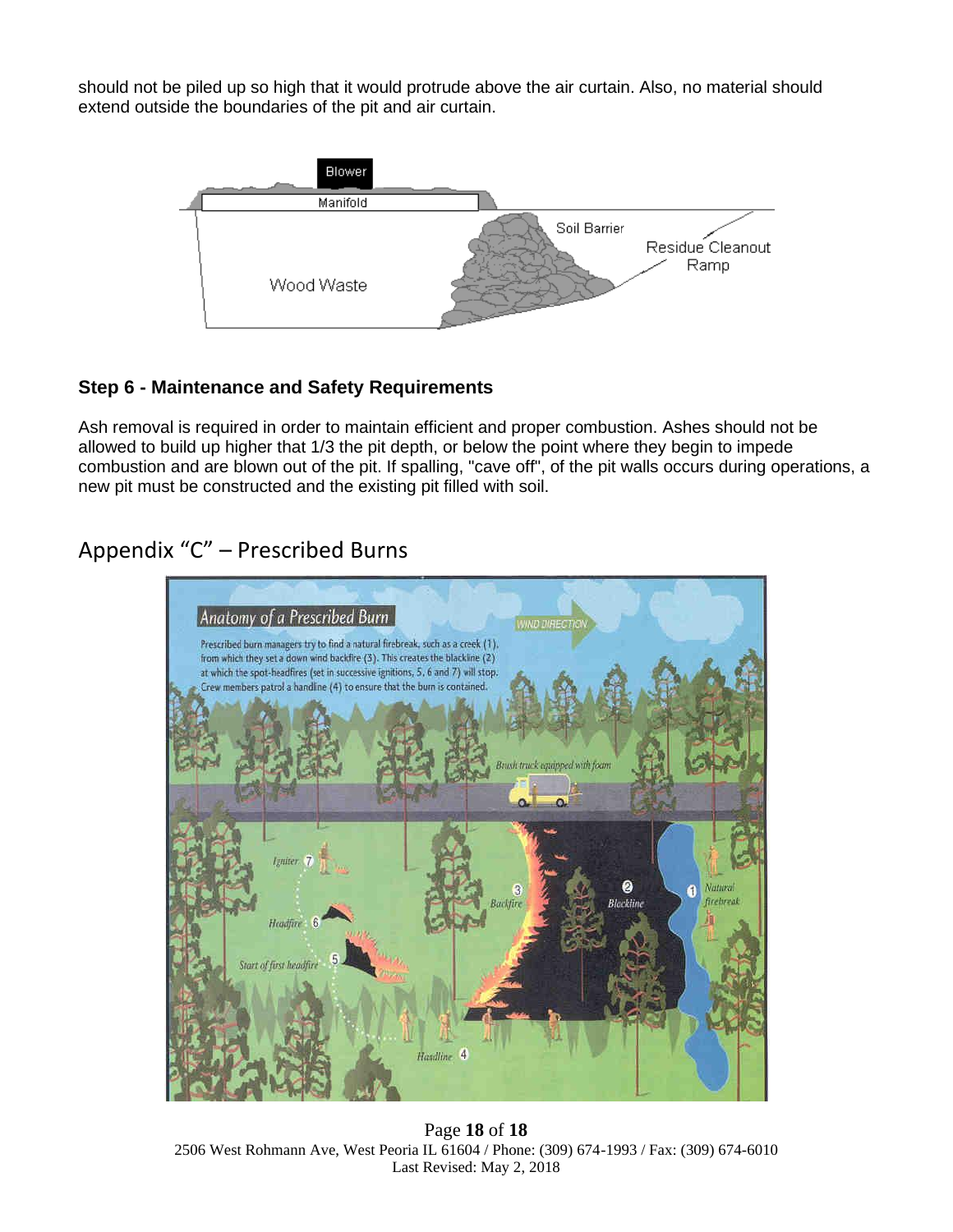should not be piled up so high that it would protrude above the air curtain. Also, no material should extend outside the boundaries of the pit and air curtain.

Blower

Manifold

Soil Barrier

Residue Cleanout Ramp

Wood Waste

### Step 6 - Maintenance and Safety Requirements

Ash removal is required in order to maintain efficient and proper combustion. Ashes should not be allowed to build up higher that 1/3 the pit depth, or below the point where they begin to impede combustion and are blown out of the pit. If spalling, "cave off", of the pit walls occurs during operations, a new pit must be constructed and the existing pit filled with soil.

## Appendix "C" – Prescribed Burns

Anatomy of a Prescribed Burn

Prescribed burn managers try to find a natural firebreak, such as a creek (1), from which they set a down wind backfire (3). This creates the blackline (2) at which the spot-headfires (set in successive ignitions, 5, 6 and 7) will stop. Crew members patrol a handline (4) to ensure that the burn is contained.

WIND DIRECTION

Brush truck equipped with foam

Igniter 7

Headfire 6

Start of first headfire 5

3 Backfire

2 Blackline

1 Natural firebreak

Handline 4